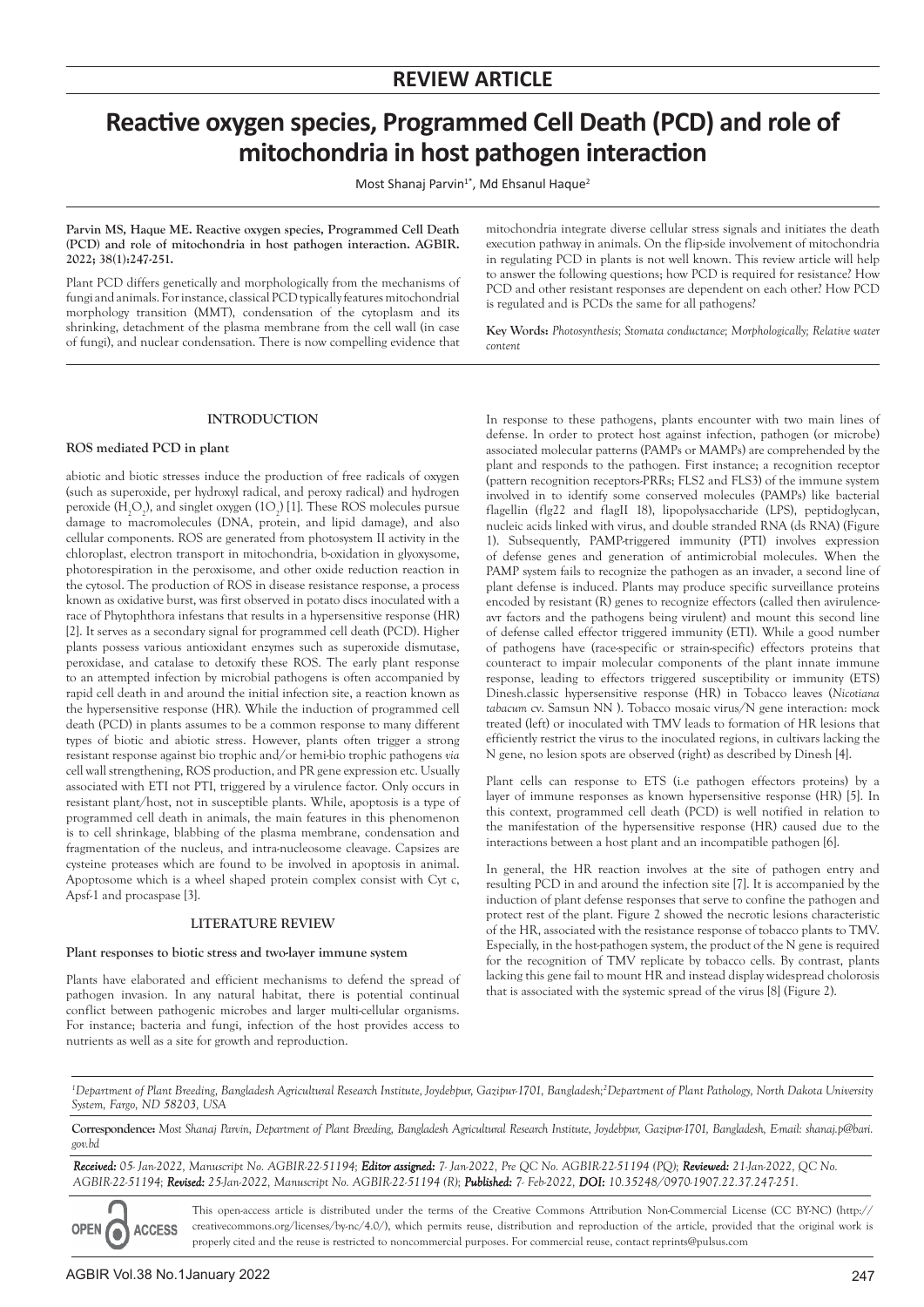## REVIEW ARTICLE

# Reactive oxygen species, Programmed Cell Death (PCD) and role of mitochondria in host pathogen interaction

Most Shanaj Parvin[1*], Md Ehsanul Haque[2]

**Parvin MS, Haque ME. Reactive oxygen species, Programmed Cell Death (PCD) and role of mitochondria in host pathogen interaction. AGBIR. 2022; 38(1):247-251.**

Plant PCD differs genetically and morphologically from the mechanisms of fungi and animals. For instance, classical PCD typically features mitochondrial morphology transition (MMT), condensation of the cytoplasm and its shrinking, detachment of the plasma membrane from the cell wall (in case of fungi), and nuclear condensation. There is now compelling evidence that mitochondria integrate diverse cellular stress signals and initiates the death execution pathway in animals. On the flip-side involvement of mitochondria in regulating PCD in plants is not well known. This review article will help to answer the following questions; how PCD is required for resistance? How PCD and other resistant responses are dependent on each other? How PCD is regulated and is PCDs the same for all pathogens?

**Key Words:** *Photosynthesis; Stomata conductance; Morphologically; Relative water content*

## INTRODUCTION

### ROS mediated PCD in plant

abiotic and biotic stresses induce the production of free radicals of oxygen (such as superoxide, per hydroxyl radical, and peroxy radical) and hydrogen peroxide ($H_2O_2$), and singlet oxygen ($1O_2$) [1]. These ROS molecules pursue damage to macromolecules (DNA, protein, and lipid damage), and also cellular components. ROS are generated from photosystem II activity in the chloroplast, electron transport in mitochondria, b-oxidation in glyoxysome, photorespiration in the peroxisome, and other oxide reduction reaction in the cytosol. The production of ROS in disease resistance response, a process known as oxidative burst, was first observed in potato discs inoculated with a race of Phytophthora infestans that results in a hypersensitive response (HR) [2]. It serves as a secondary signal for programmed cell death (PCD). Higher plants possess various antioxidant enzymes such as superoxide dismutase, peroxidase, and catalase to detoxify these ROS. The early plant response to an attempted infection by microbial pathogens is often accompanied by rapid cell death in and around the initial infection site, a reaction known as the hypersensitive response (HR). While the induction of programmed cell death (PCD) in plants assumes to be a common response to many different types of biotic and abiotic stress. However, plants often trigger a strong resistant response against bio trophic and/or hemi-bio trophic pathogens *via* cell wall strengthening, ROS production, and PR gene expression etc. Usually associated with ETI not PTI, triggered by a virulence factor. Only occurs in resistant plant/host, not in susceptible plants. While, apoptosis is a type of programmed cell death in animals, the main features in this phenomenon is to cell shrinkage, blabbing of the plasma membrane, condensation and fragmentation of the nucleus, and intra-nucleosome cleavage. Capsizes are cysteine proteases which are found to be involved in apoptosis in animal. Apoptosome which is a wheel shaped protein complex consist with Cyt c, Apsf-1 and procaspase [3].

## LITERATURE REVIEW

### Plant responses to biotic stress and two-layer immune system

Plants have elaborated and efficient mechanisms to defend the spread of pathogen invasion. In any natural habitat, there is potential continual conflict between pathogenic microbes and larger multi-cellular organisms. For instance; bacteria and fungi, infection of the host provides access to nutrients as well as a site for growth and reproduction.

In response to these pathogens, plants encounter with two main lines of defense. In order to protect host against infection, pathogen (or microbe) associated molecular patterns (PAMPs or MAMPs) are comprehended by the plant and responds to the pathogen. First instance; a recognition receptor (pattern recognition receptors-PRRs; FLS2 and FLS3) of the immune system involved in to identify some conserved molecules (PAMPs) like bacterial flagellin (flg22 and flagII 18), lipopolysaccharide (LPS), peptidoglycan, nucleic acids linked with virus, and double stranded RNA (ds RNA) (Figure 1). Subsequently, PAMP-triggered immunity (PTI) involves expression of defense genes and generation of antimicrobial molecules. When the PAMP system fails to recognize the pathogen as an invader, a second line of plant defense is induced. Plants may produce specific surveillance proteins encoded by resistant (R) genes to recognize effectors (called then avirulence-avr factors and the pathogens being virulent) and mount this second line of defense called effector triggered immunity (ETI). While a good number of pathogens have (race-specific or strain-specific) effectors proteins that counteract to impair molecular components of the plant innate immune response, leading to effectors triggered susceptibility or immunity (ETS) Dinesh.classic hypersensitive response (HR) in Tobacco leaves (*Nicotiana tabacum* cv. Samsun NN ). Tobacco mosaic virus/N gene interaction: mock treated (left) or inoculated with TMV leads to formation of HR lesions that efficiently restrict the virus to the inoculated regions, in cultivars lacking the N gene, no lesion spots are observed (right) as described by Dinesh [4].

Plant cells can response to ETS (i.e pathogen effectors proteins) by a layer of immune responses as known hypersensitive response (HR) [5]. In this context, programmed cell death (PCD) is well notified in relation to the manifestation of the hypersensitive response (HR) caused due to the interactions between a host plant and an incompatible pathogen [6].

In general, the HR reaction involves at the site of pathogen entry and resulting PCD in and around the infection site [7]. It is accompanied by the induction of plant defense responses that serve to confine the pathogen and protect rest of the plant. Figure 2 showed the necrotic lesions characteristic of the HR, associated with the resistance response of tobacco plants to TMV. Especially, in the host-pathogen system, the product of the N gene is required for the recognition of TMV replicate by tobacco cells. By contrast, plants lacking this gene fail to mount HR and instead display widespread cholorosis that is associated with the systemic spread of the virus [8] (Figure 2).

---

*[1]Department of Plant Breeding, Bangladesh Agricultural Research Institute, Joydebpur, Gazipur-1701, Bangladesh;[2]Department of Plant Pathology, North Dakota University System, Fargo, ND 58203, USA*

**Correspondence:** *Most Shanaj Parvin, Department of Plant Breeding, Bangladesh Agricultural Research Institute, Joydebpur, Gazipur-1701, Bangladesh, E-mail: shanaj.p@bari.gov.bd*

***Received:*** *05-Jan-2022, Manuscript No. AGBIR-22-51194;* ***Editor assigned:*** *7-Jan-2022, Pre QC No. AGBIR-22-51194 (PQ);* ***Reviewed:*** *21-Jan-2022, QC No. AGBIR-22-51194;* ***Revised:*** *25-Jan-2022, Manuscript No. AGBIR-22-51194 (R);* ***Published:*** *7-Feb-2022, DOI: 10.35248/0970-1907.22.37.247-251.*

OPEN ACCESS

This open-access article is distributed under the terms of the Creative Commons Attribution Non-Commercial License (CC BY-NC) (http://creativecommons.org/licenses/by-nc/4.0/), which permits reuse, distribution and reproduction of the article, provided that the original work is properly cited and the reuse is restricted to noncommercial purposes. For commercial reuse, contact reprints@pulsus.com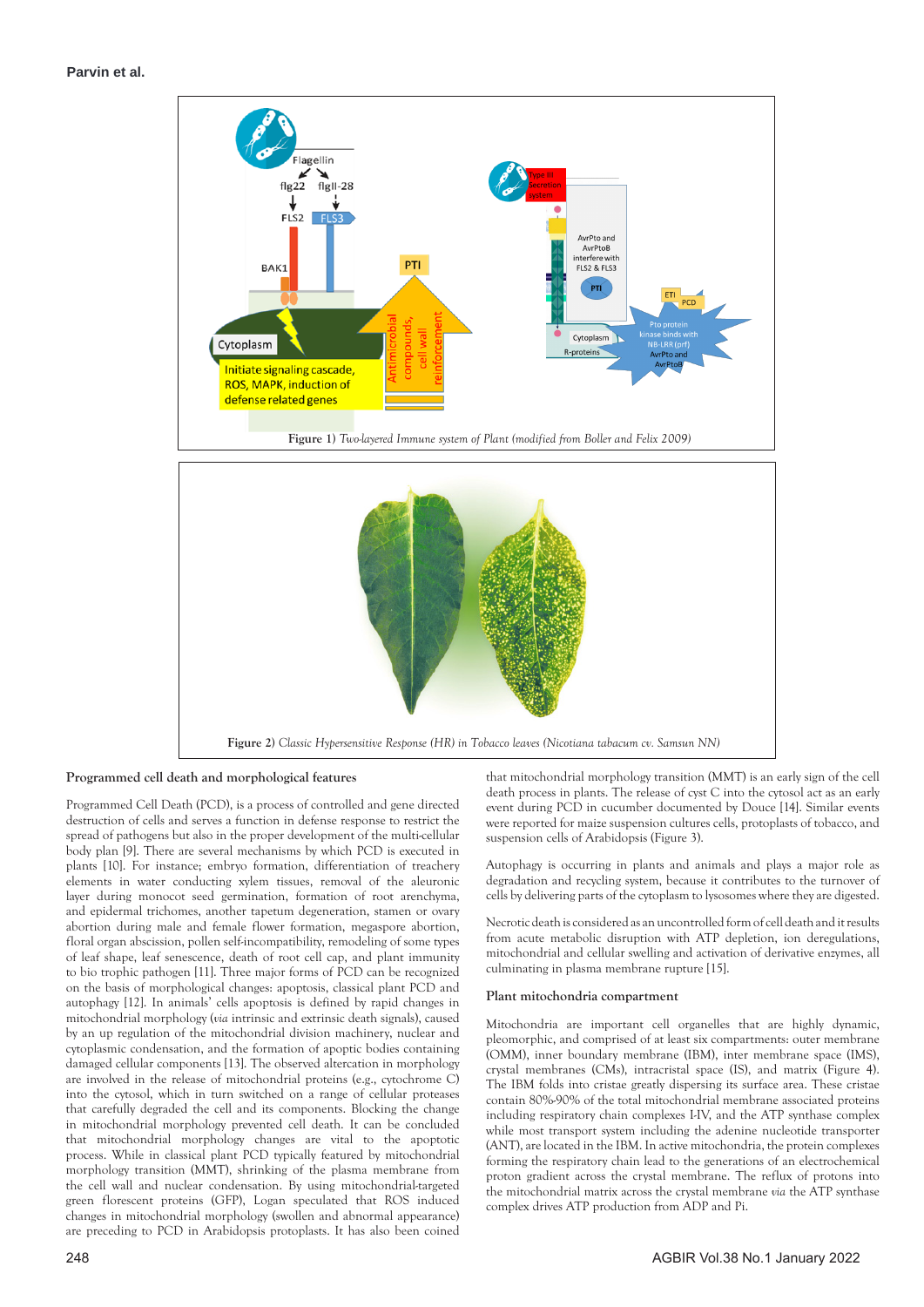Figure 1) *Two-layered Immune system of Plant (modified from Boller and Felix 2009)*

Figure 2) *Classic Hypersensitive Response (HR) in Tobacco leaves (Nicotiana tabacum cv. Samsun NN)*

## Programmed cell death and morphological features

Programmed Cell Death (PCD), is a process of controlled and gene directed destruction of cells and serves a function in defense response to restrict the spread of pathogens but also in the proper development of the multi-cellular body plan [9]. There are several mechanisms by which PCD is executed in plants [10]. For instance; embryo formation, differentiation of treachery elements in water conducting xylem tissues, removal of the aleuronic layer during monocot seed germination, formation of root arenchyma, and epidermal trichomes, another tapetum degeneration, stamen or ovary abortion during male and female flower formation, megaspore abortion, floral organ abscission, pollen self-incompatibility, remodeling of some types of leaf shape, leaf senescence, death of root cell cap, and plant immunity to bio trophic pathogen [11]. Three major forms of PCD can be recognized on the basis of morphological changes: apoptosis, classical plant PCD and autophagy [12]. In animals' cells apoptosis is defined by rapid changes in mitochondrial morphology (*via* intrinsic and extrinsic death signals), caused by an up regulation of the mitochondrial division machinery, nuclear and cytoplasmic condensation, and the formation of apoptic bodies containing damaged cellular components [13]. The observed altercation in morphology are involved in the release of mitochondrial proteins (e.g., cytochrome C) into the cytosol, which in turn switched on a range of cellular proteases that carefully degraded the cell and its components. Blocking the change in mitochondrial morphology prevented cell death. It can be concluded that mitochondrial morphology changes are vital to the apoptotic process. While in classical plant PCD typically featured by mitochondrial morphology transition (MMT), shrinking of the plasma membrane from the cell wall and nuclear condensation. By using mitochondrial-targeted green florescent proteins (GFP), Logan speculated that ROS induced changes in mitochondrial morphology (swollen and abnormal appearance) are preceding to PCD in Arabidopsis protoplasts. It has also been coined that mitochondrial morphology transition (MMT) is an early sign of the cell death process in plants. The release of cyst C into the cytosol act as an early event during PCD in cucumber documented by Douce [14]. Similar events were reported for maize suspension cultures cells, protoplasts of tobacco, and suspension cells of Arabidopsis (Figure 3).

Autophagy is occurring in plants and animals and plays a major role as degradation and recycling system, because it contributes to the turnover of cells by delivering parts of the cytoplasm to lysosomes where they are digested.

Necrotic death is considered as an uncontrolled form of cell death and it results from acute metabolic disruption with ATP depletion, ion deregulations, mitochondrial and cell swelling and activation of derivative enzymes, all culminating in plasma membrane rupture [15].

## Plant mitochondria compartment

Mitochondria are important cell organelles that are highly dynamic, pleomorphic, and comprised of at least six compartments: outer membrane (OMM), inner boundary membrane (IBM), inter membrane space (IMS), crystal membranes (CMs), intracristal space (IS), and matrix (Figure 4). The IBM folds into cristae greatly dispersing its surface area. These cristae contain 80%-90% of the total mitochondrial membrane associated proteins including respiratory chain complexes I-IV, and the ATP synthase complex while most transport system including the adenine nucleotide transporter (ANT), are located in the IBM. In active mitochondria, the protein complexes forming the respiratory chain lead to the generations of an electrochemical proton gradient across the crystal membrane. The reflux of protons into the mitochondrial matrix across the crystal membrane *via* the ATP synthase complex drives ATP production from ADP and Pi.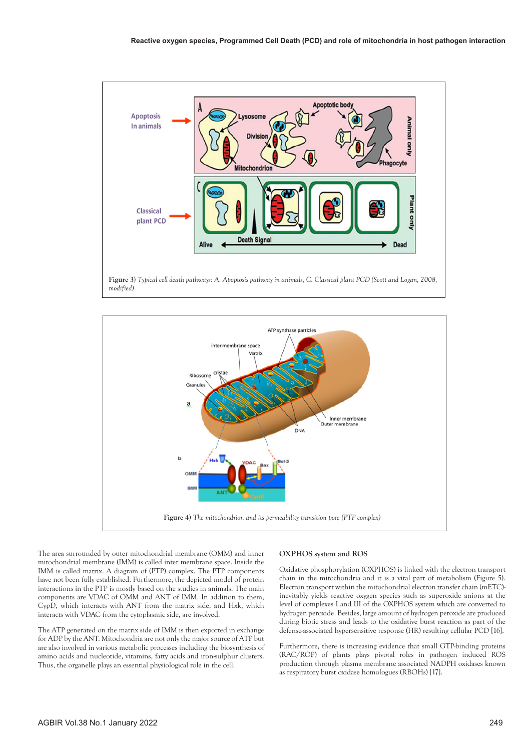Figure 3) *Typical cell death pathways: A. Apoptosis pathway in animals, C. Classical plant PCD (Scott and Logan, 2008, modified)*

Figure 4) *The mitochondrion and its permeability transition pore (PTP complex)*

The area surrounded by outer mitochondrial membrane (OMM) and inner mitochondrial membrane (IMM) is called inter membrane space. Inside the IMM is called matrix. A diagram of (PTP) complex. The PTP components have not been fully established. Furthermore, the depicted model of protein interactions in the PTP is mostly based on the studies in animals. The main components are VDAC of OMM and ANT of IMM. In addition to them, CypD, which interacts with ANT from the matrix side, and Hxk, which interacts with VDAC from the cytoplasmic side, are involved.

The ATP generated on the matrix side of IMM is then exported in exchange for ADP by the ANT. Mitochondria are not only the major source of ATP but are also involved in various metabolic processes including the biosynthesis of amino acids and nucleotide, vitamins, fatty acids and iron-sulphur clusters. Thus, the organelle plays an essential physiological role in the cell.

## OXPHOS system and ROS

Oxidative phosphorylation (OXPHOS) is linked with the electron transport chain in the mitochondria and it is a vital part of metabolism (Figure 5). Electron transport within the mitochondrial electron transfer chain (mETC)-inevitably yields reactive oxygen species such as superoxide anions at the level of complexes I and III of the OXPHOS system which are converted to hydrogen peroxide. Besides, large amount of hydrogen peroxide are produced during biotic stress and leads to the oxidative burst reaction as part of the defense-associated hypersensitive response (HR) resulting cellular PCD [16].

Furthermore, there is increasing evidence that small GTP-binding proteins (RAC/ROP) of plants plays pivotal roles in pathogen induced ROS production through plasma membrane associated NADPH oxidases known as respiratory burst oxidase homologues (RBOHs) [17].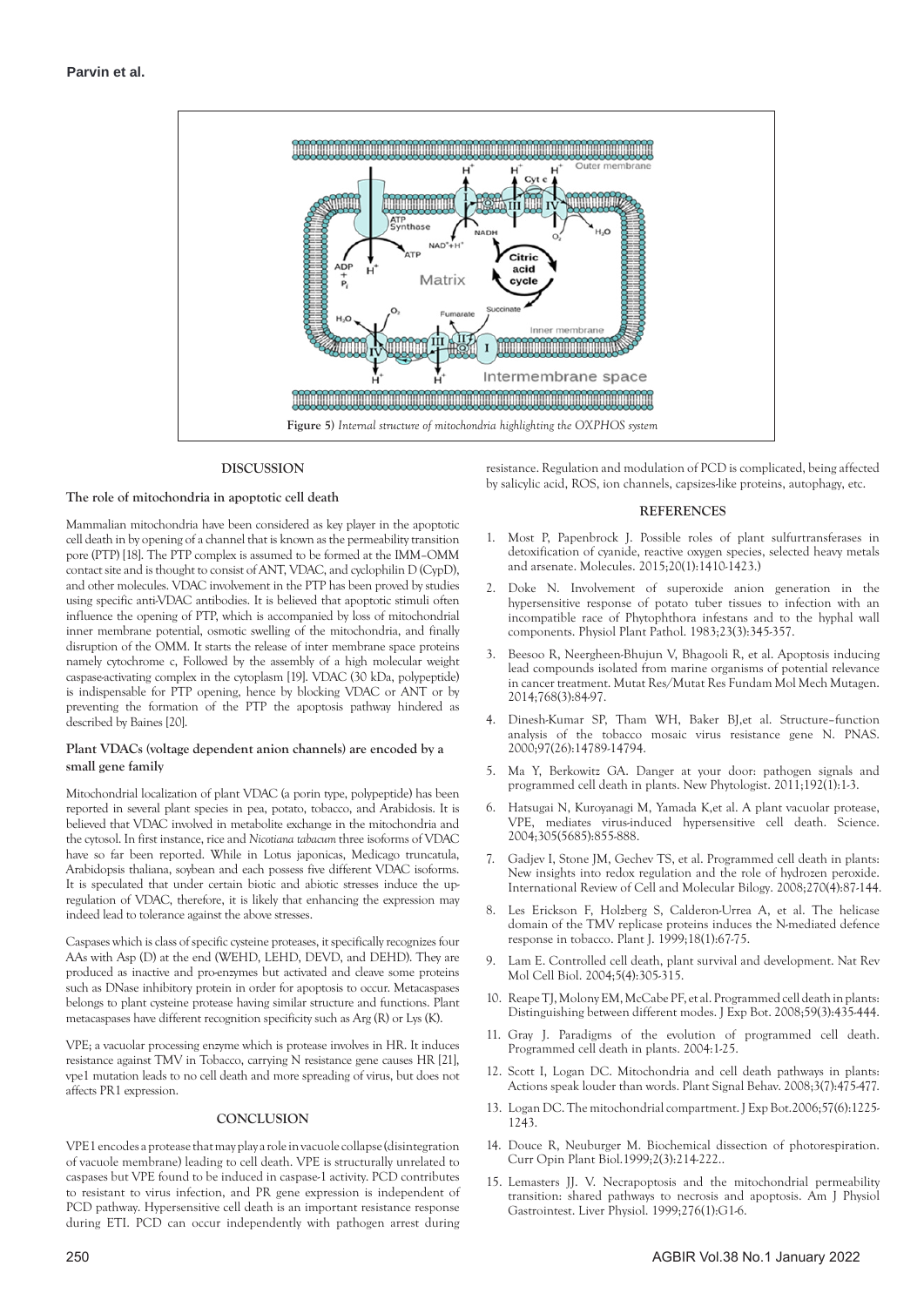**Figure 5)** *Internal structure of mitochondria highlighting the OXPHOS system*

## DISCUSSION

### The role of mitochondria in apoptotic cell death

Mammalian mitochondria have been considered as key player in the apoptotic cell death in by opening of a channel that is known as the permeability transition pore (PTP) [18]. The PTP complex is assumed to be formed at the IMM–OMM contact site and is thought to consist of ANT, VDAC, and cyclophilin D (CypD), and other molecules. VDAC involvement in the PTP has been proved by studies using specific anti-VDAC antibodies. It is believed that apoptotic stimuli often influence the opening of PTP, which is accompanied by loss of mitochondrial inner membrane potential, osmotic swelling of the mitochondria, and finally disruption of the OMM. It starts the release of inter membrane space proteins namely cytochrome c, Followed by the assembly of a high molecular weight caspase-activating complex in the cytoplasm [19]. VDAC (30 kDa, polypeptide) is indispensable for PTP opening, hence by blocking VDAC or ANT or by preventing the formation of the PTP the apoptosis pathway hindered as described by Baines [20].

### Plant VDACs (voltage dependent anion channels) are encoded by a small gene family

Mitochondrial localization of plant VDAC (a porin type, polypeptide) has been reported in several plant species in pea, potato, tobacco, and Arabidosis. It is believed that VDAC involved in metabolite exchange in the mitochondria and the cytosol. In first instance, rice and *Nicotiana tabacum* three isoforms of VDAC have so far been reported. While in Lotus japonicas, Medicago truncatula, Arabidopsis thaliana, soybean and each possess five different VDAC isoforms. It is speculated that under certain biotic and abiotic stresses induce the up-regulation of VDAC, therefore, it is likely that enhancing the expression may indeed lead to tolerance against the above stresses.

Caspases which is class of specific cysteine proteases, it specifically recognizes four AAs with Asp (D) at the end (WEHD, LEHD, DEVD, and DEHD). They are produced as inactive and pro-enzymes but activated and cleave some proteins such as DNase inhibitory protein in order for apoptosis to occur. Metacaspases belongs to plant cysteine protease having similar structure and functions. Plant metacaspases have different recognition specificity such as Arg (R) or Lys (K).

VPE; a vacuolar processing enzyme which is protease involves in HR. It induces resistance against TMV in Tobacco, carrying N resistance gene causes HR [21], vpe1 mutation leads to no cell death and more spreading of virus, but does not affects PR1 expression.

## CONCLUSION

VPE1 encodes a protease that may play a role in vacuole collapse (disintegration of vacuole membrane) leading to cell death. VPE is structurally unrelated to caspases but VPE found to be induced in caspase-1 activity. PCD contributes to resistant to virus infection, and PR gene expression is independent of PCD pathway. Hypersensitive cell death is an important resistance response during ETI. PCD can occur independently with pathogen arrest during resistance. Regulation and modulation of PCD is complicated, being affected by salicylic acid, ROS, ion channels, capsizes-like proteins, autophagy, etc.

## REFERENCES

1. Most P, Papenbrock J. Possible roles of plant sulfurtransferases in detoxification of cyanide, reactive oxygen species, selected heavy metals and arsenate. Molecules. 2015;20(1):1410-1423.)
2. Doke N. Involvement of superoxide anion generation in the hypersensitive response of potato tuber tissues to infection with an incompatible race of Phytophthora infestans and to the hyphal wall components. Physiol Plant Pathol. 1983;23(3):345-357.
3. Beesoo R, Neergheen-Bhujun V, Bhagooli R, et al. Apoptosis inducing lead compounds isolated from marine organisms of potential relevance in cancer treatment. Mutat Res/Mutat Res Fundam Mol Mech Mutagen. 2014;768(3):84-97.
4. Dinesh-Kumar SP, Tham WH, Baker BJ,et al. Structure–function analysis of the tobacco mosaic virus resistance gene N. PNAS. 2000;97(26):14789-14794.
5. Ma Y, Berkowitz GA. Danger at your door: pathogen signals and programmed cell death in plants. New Phytologist. 2011;192(1):1-3.
6. Hatsugai N, Kuroyanagi M, Yamada K,et al. A plant vacuolar protease, VPE, mediates virus-induced hypersensitive cell death. Science. 2004;305(5685):855-888.
7. Gadjev I, Stone JM, Gechev TS, et al. Programmed cell death in plants: New insights into redox regulation and the role of hydrozen peroxide. International Review of Cell and Molecular Bilogy. 2008;270(4):87-144.
8. Les Erickson F, Holzberg S, Calderon-Urrea A, et al. The helicase domain of the TMV replicase proteins induces the N-mediated defence response in tobacco. Plant J. 1999;18(1):67-75.
9. Lam E. Controlled cell death, plant survival and development. Nat Rev Mol Cell Biol. 2004;5(4):305-315.
10. Reape TJ, Molony EM, McCabe PF, et al. Programmed cell death in plants: Distinguishing between different modes. J Exp Bot. 2008;59(3):435-444.
11. Gray J. Paradigms of the evolution of programmed cell death. Programmed cell death in plants. 2004:1-25.
12. Scott I, Logan DC. Mitochondria and cell death pathways in plants: Actions speak louder than words. Plant Signal Behav. 2008;3(7):475-477.
13. Logan DC. The mitochondrial compartment. J Exp Bot.2006;57(6):1225-1243.
14. Douce R, Neuburger M. Biochemical dissection of photorespiration. Curr Opin Plant Biol.1999;2(3):214-222..
15. Lemasters JJ. V. Necrapoptosis and the mitochondrial permeability transition: shared pathways to necrosis and apoptosis. Am J Physiol Gastrointest. Liver Physiol. 1999;276(1):G1-6.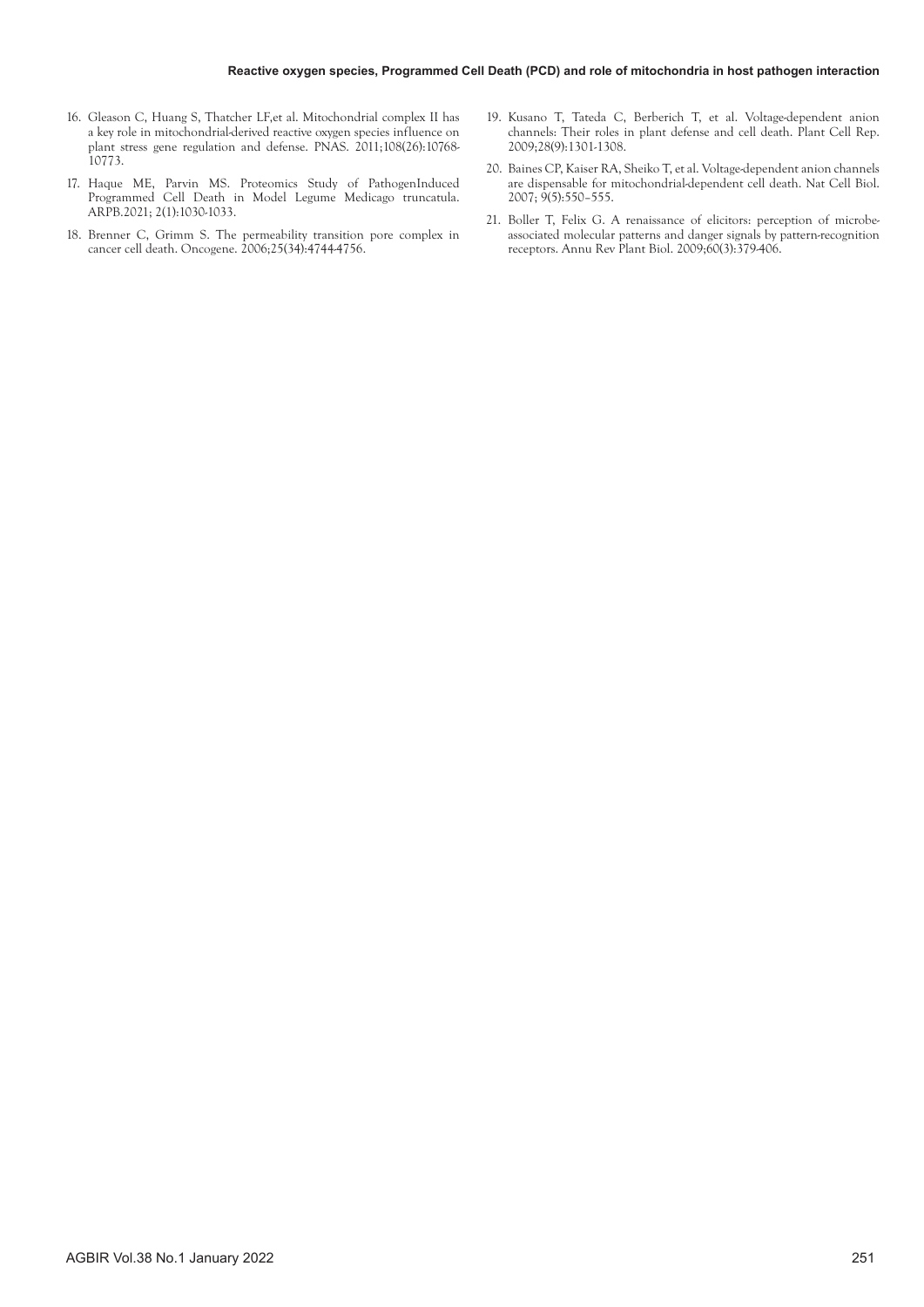16. Gleason C, Huang S, Thatcher LF,et al. Mitochondrial complex II has a key role in mitochondrial-derived reactive oxygen species influence on plant stress gene regulation and defense. PNAS. 2011;108(26):10768-10773.

17. Haque ME, Parvin MS. Proteomics Study of PathogenInduced Programmed Cell Death in Model Legume Medicago truncatula. ARPB.2021; 2(1):1030-1033.

18. Brenner C, Grimm S. The permeability transition pore complex in cancer cell death. Oncogene. 2006;25(34):4744-4756.

19. Kusano T, Tateda C, Berberich T, et al. Voltage-dependent anion channels: Their roles in plant defense and cell death. Plant Cell Rep. 2009;28(9):1301-1308.

20. Baines CP, Kaiser RA, Sheiko T, et al. Voltage-dependent anion channels are dispensable for mitochondrial-dependent cell death. Nat Cell Biol. 2007; 9(5):550–555.

21. Boller T, Felix G. A renaissance of elicitors: perception of microbe-associated molecular patterns and danger signals by pattern-recognition receptors. Annu Rev Plant Biol. 2009;60(3):379-406.